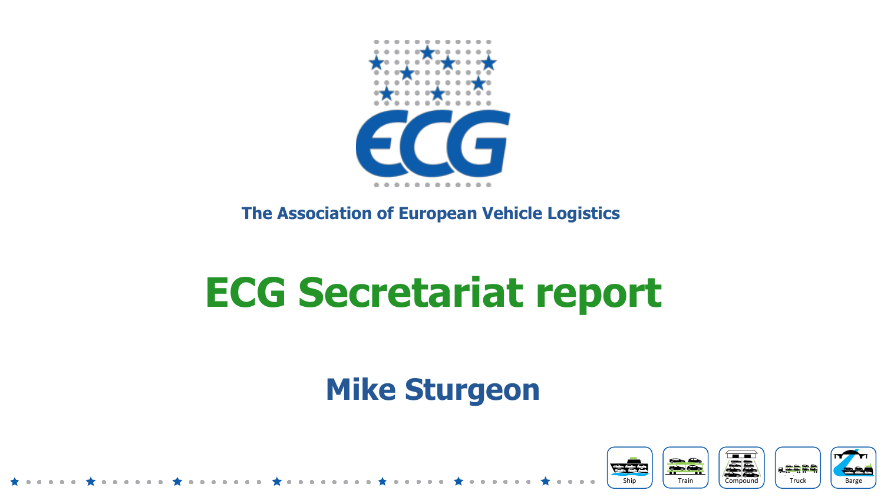ECG

The Association of European Vehicle Logistics

# ECG Secretariat report

## Mike Sturgeon

Ship Train Compound Truck Barge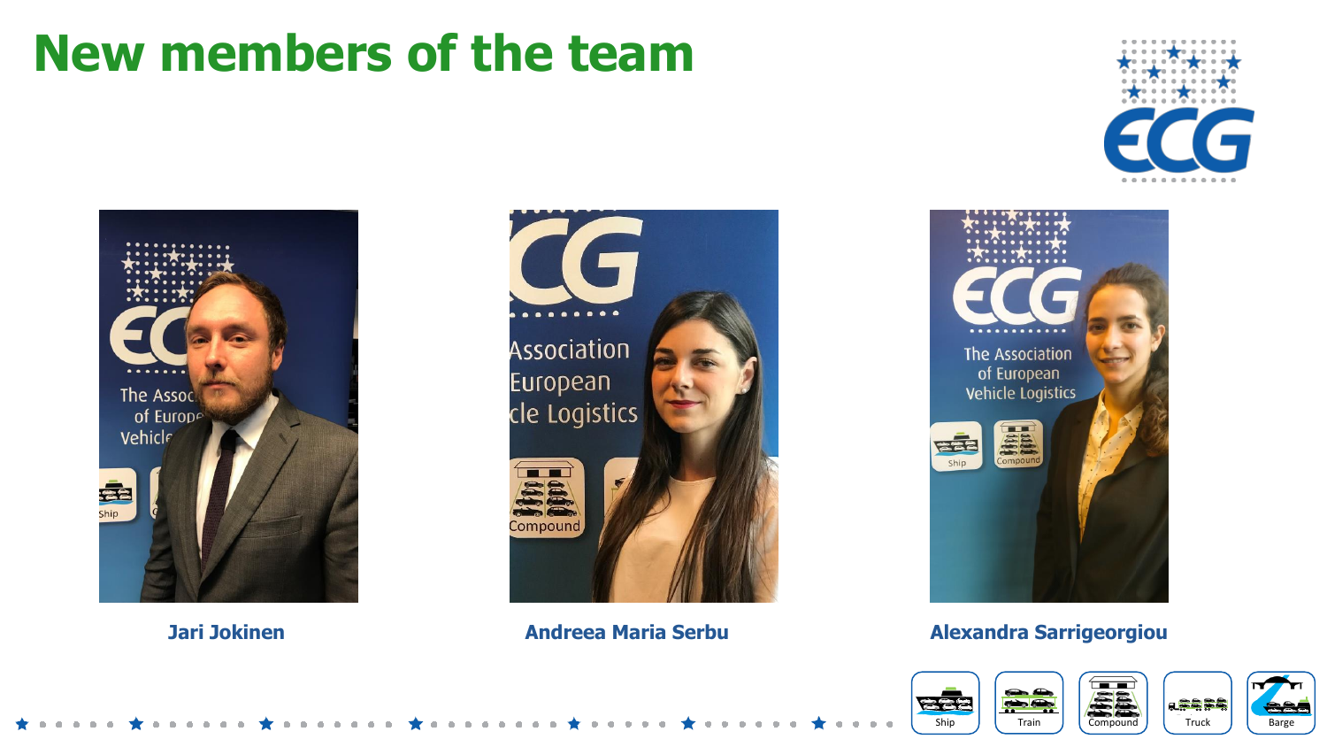# New members of the team

Jari Jokinen

Andreea Maria Serbu

Alexandra Sarrigeorgiou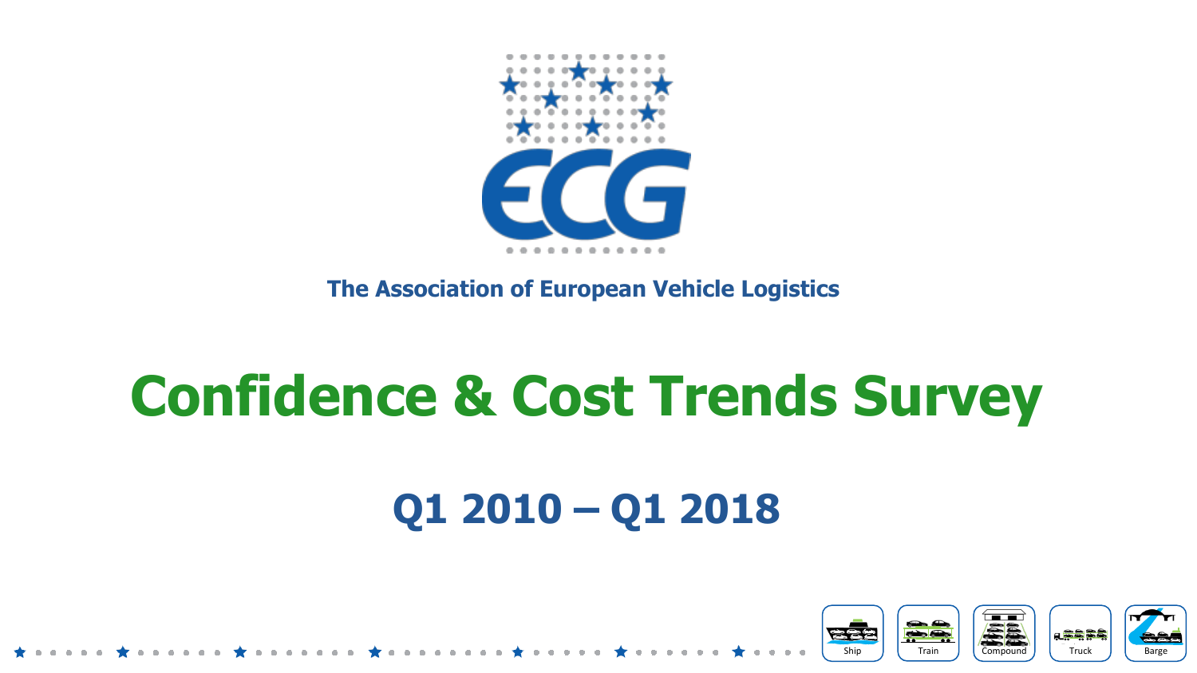ECG

The Association of European Vehicle Logistics

# Confidence & Cost Trends Survey

## Q1 2010 – Q1 2018

Ship Train Compound Truck Barge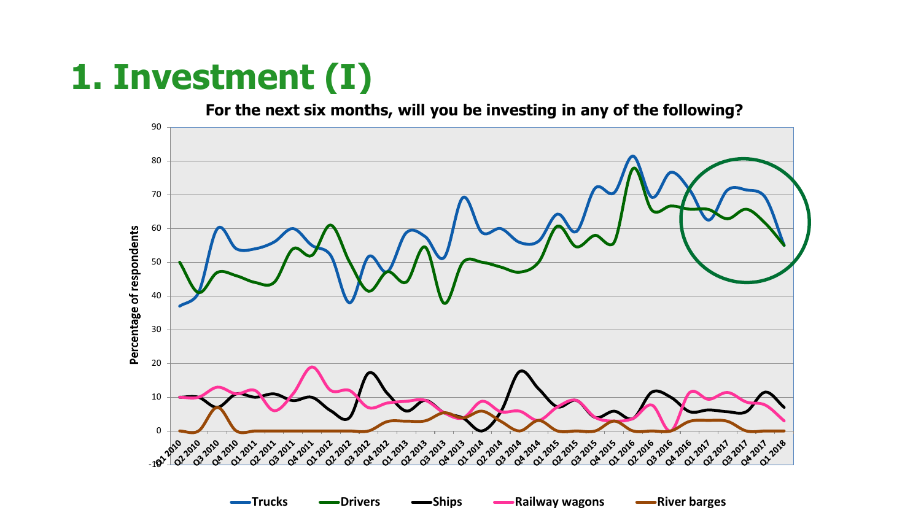# 1. Investment (I)

**For the next six months, will you be investing in any of the following?**

Percentage of respondents

Trucks, Drivers, Ships, Railway wagons, River barges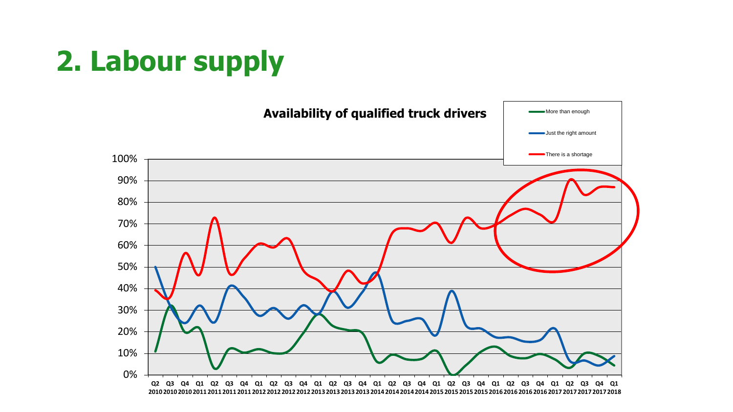# 2. Labour supply

**Availability of qualified truck drivers**

- More than enough
- Just the right amount
- There is a shortage

100%
90%
80%
70%
60%
50%
40%
30%
20%
10%
0%

Q2 2010 Q3 2010 Q4 2010 Q1 2011 Q2 2011 Q3 2011 Q4 2011 Q1 2012 Q2 2012 Q3 2012 Q4 2012 Q1 2013 Q2 2013 Q3 2013 Q4 2013 Q1 2014 Q2 2014 Q3 2014 Q4 2014 Q1 2015 Q2 2015 Q3 2015 Q4 2015 Q1 2016 Q2 2016 Q3 2016 Q4 2016 Q1 2017 Q2 2017 Q3 2017 Q4 2017 Q1 2018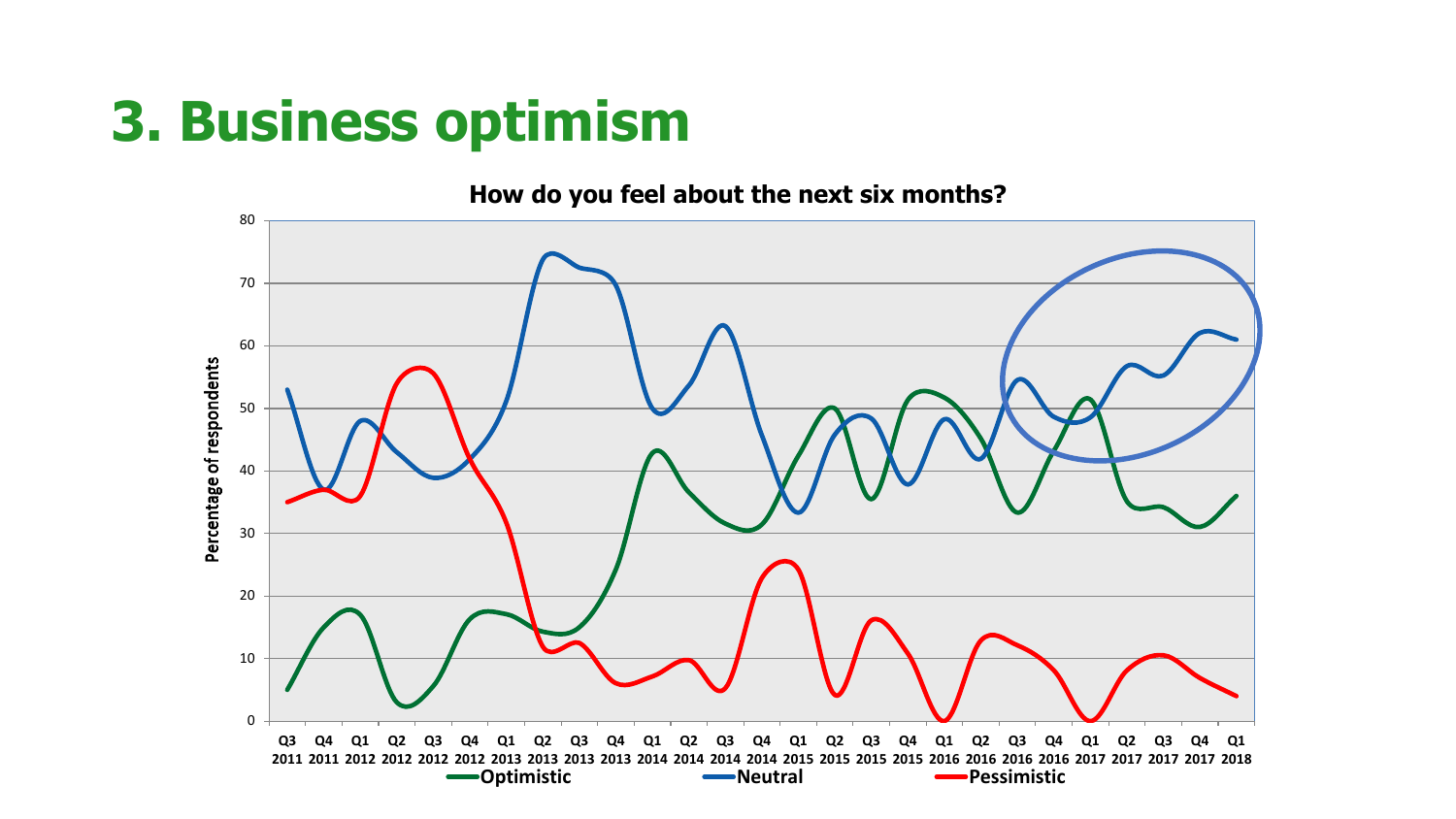# 3. Business optimism

**How do you feel about the next six months?**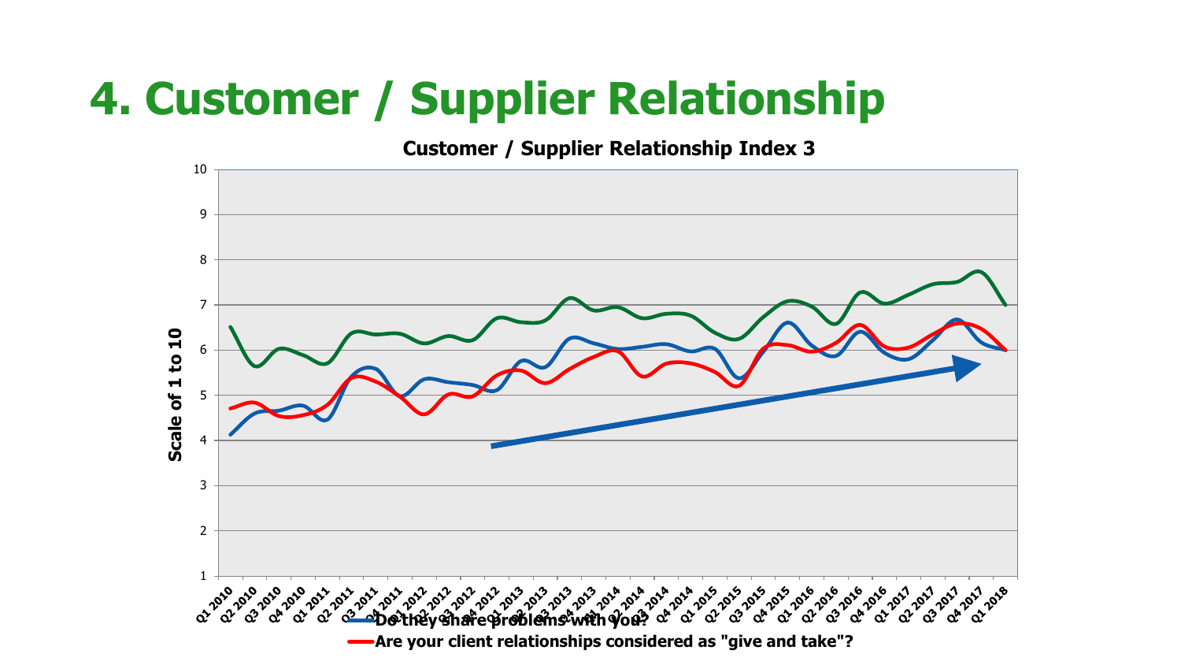# 4. Customer / Supplier Relationship

**Customer / Supplier Relationship Index 3**

Scale of 1 to 10

Q1 2010, Q2 2010, Q3 2010, Q4 2010, Q1 2011, Q2 2011, Q3 2011, Q4 2011, Q1 2012, Q2 2012, Q3 2012, Q4 2012, Q1 2013, Q2 2013, Q3 2013, Q4 2013, Q1 2014, Q2 2014, Q3 2014, Q4 2014, Q1 2015, Q2 2015, Q3 2015, Q4 2015, Q1 2016, Q2 2016, Q3 2016, Q4 2016, Q1 2017, Q2 2017, Q3 2017, Q4 2017, Q1 2018

- Do they share problems with you?
- Are your client relationships considered as "give and take"?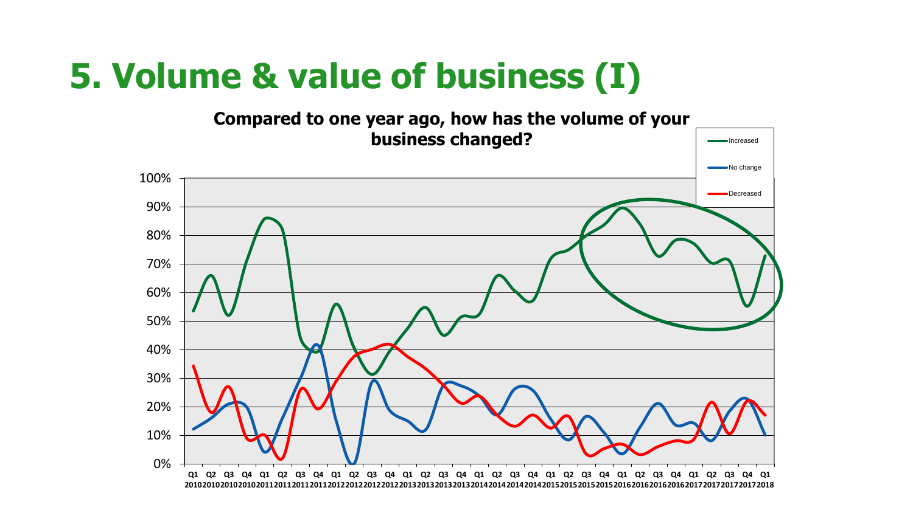# 5. Volume & value of business (I)

**Compared to one year ago, how has the volume of your business changed?**

Legend: Increased, No change, Decreased

Y-axis: 0%, 10%, 20%, 30%, 40%, 50%, 60%, 70%, 80%, 90%, 100%

X-axis: Q1 2010, Q2 2010, Q3 2010, Q4 2010, Q1 2011, Q2 2011, Q3 2011, Q4 2011, Q1 2012, Q2 2012, Q3 2012, Q4 2012, Q1 2013, Q2 2013, Q3 2013, Q4 2013, Q1 2014, Q2 2014, Q3 2014, Q4 2014, Q1 2015, Q2 2015, Q3 2015, Q4 2015, Q1 2016, Q2 2016, Q3 2016, Q4 2016, Q1 2017, Q2 2017, Q3 2017, Q4 2017, Q1 2018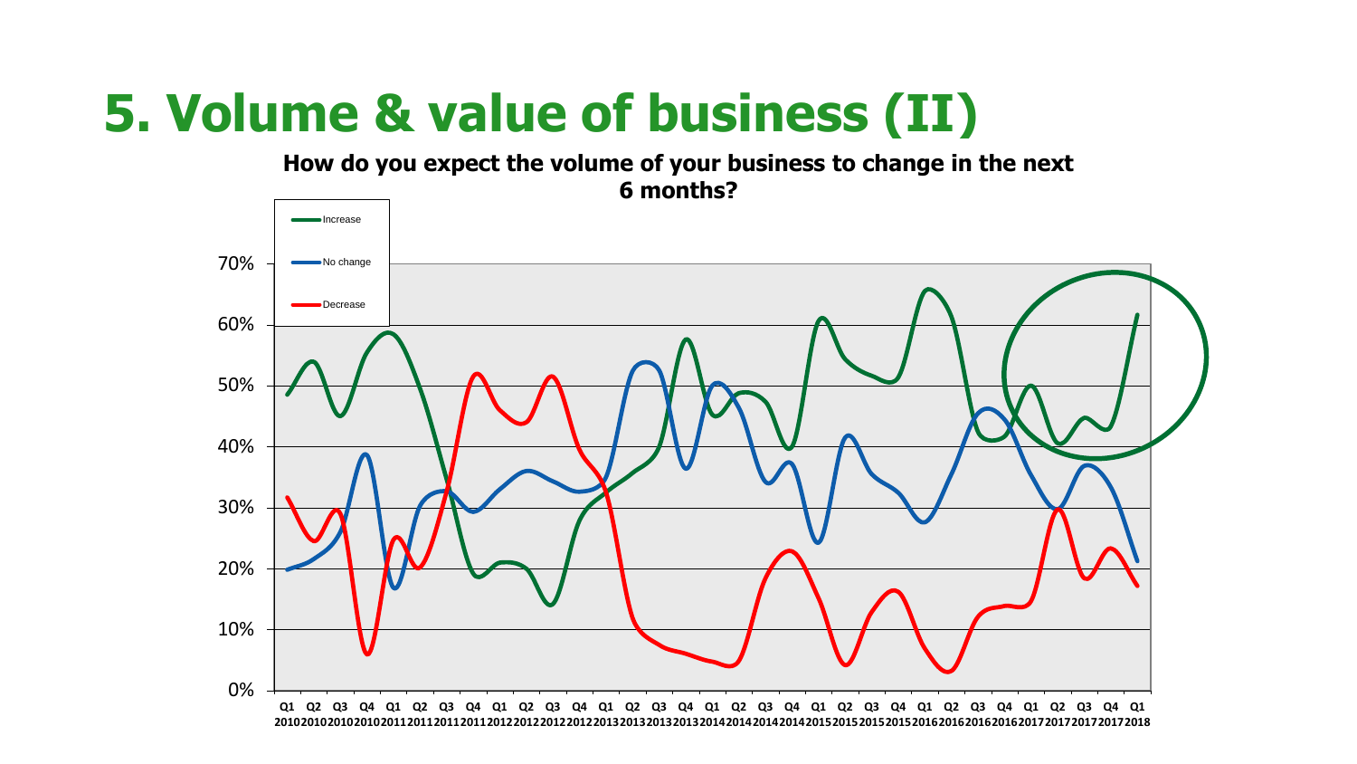# 5. Volume & value of business (II)

**How do you expect the volume of your business to change in the next 6 months?**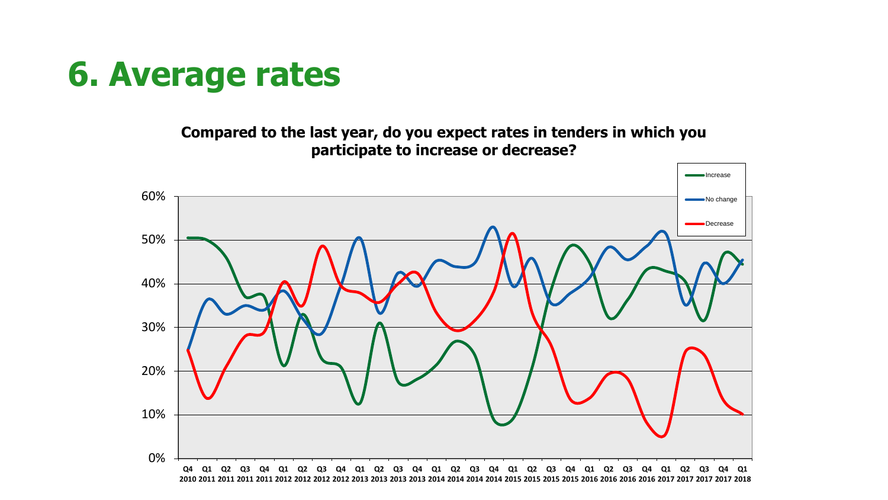# 6. Average rates

**Compared to the last year, do you expect rates in tenders in which you participate to increase or decrease?**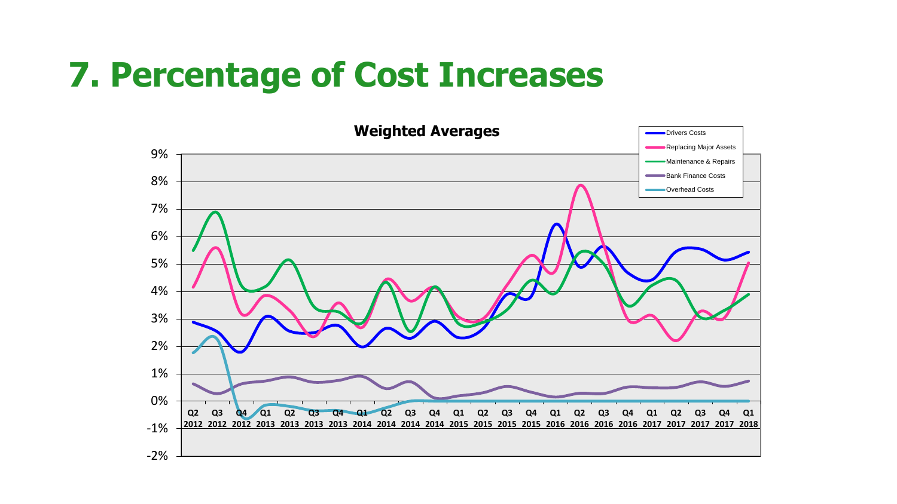# 7. Percentage of Cost Increases

**Weighted Averages**

Legend: Drivers Costs, Replacing Major Assets, Maintenance & Repairs, Bank Finance Costs, Overhead Costs

Y-axis: 9%, 8%, 7%, 6%, 5%, 4%, 3%, 2%, 1%, 0%, -1%, -2%

X-axis: Q2 2012, Q3 2012, Q4 2012, Q1 2013, Q2 2013, Q3 2013, Q4 2013, Q1 2014, Q2 2014, Q3 2014, Q4 2014, Q1 2015, Q2 2015, Q3 2015, Q4 2015, Q1 2016, Q2 2016, Q3 2016, Q4 2016, Q1 2017, Q2 2017, Q3 2017, Q4 2017, Q1 2018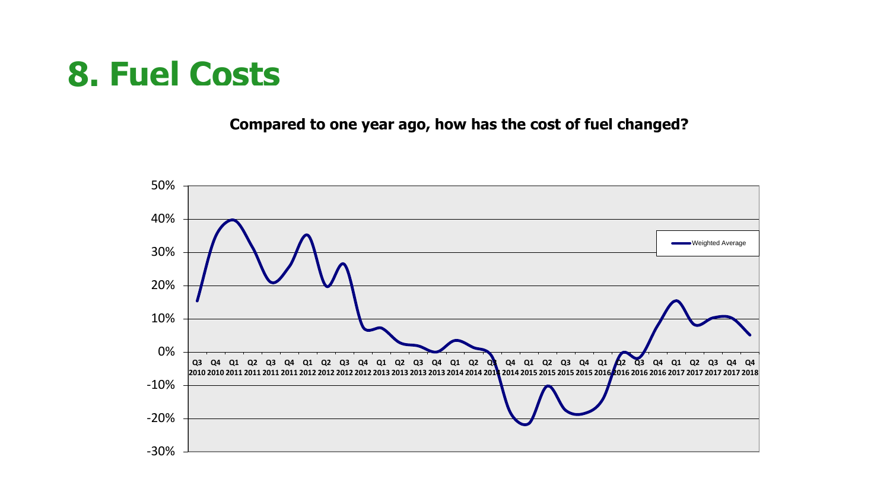# 8. Fuel Costs

**Compared to one year ago, how has the cost of fuel changed?**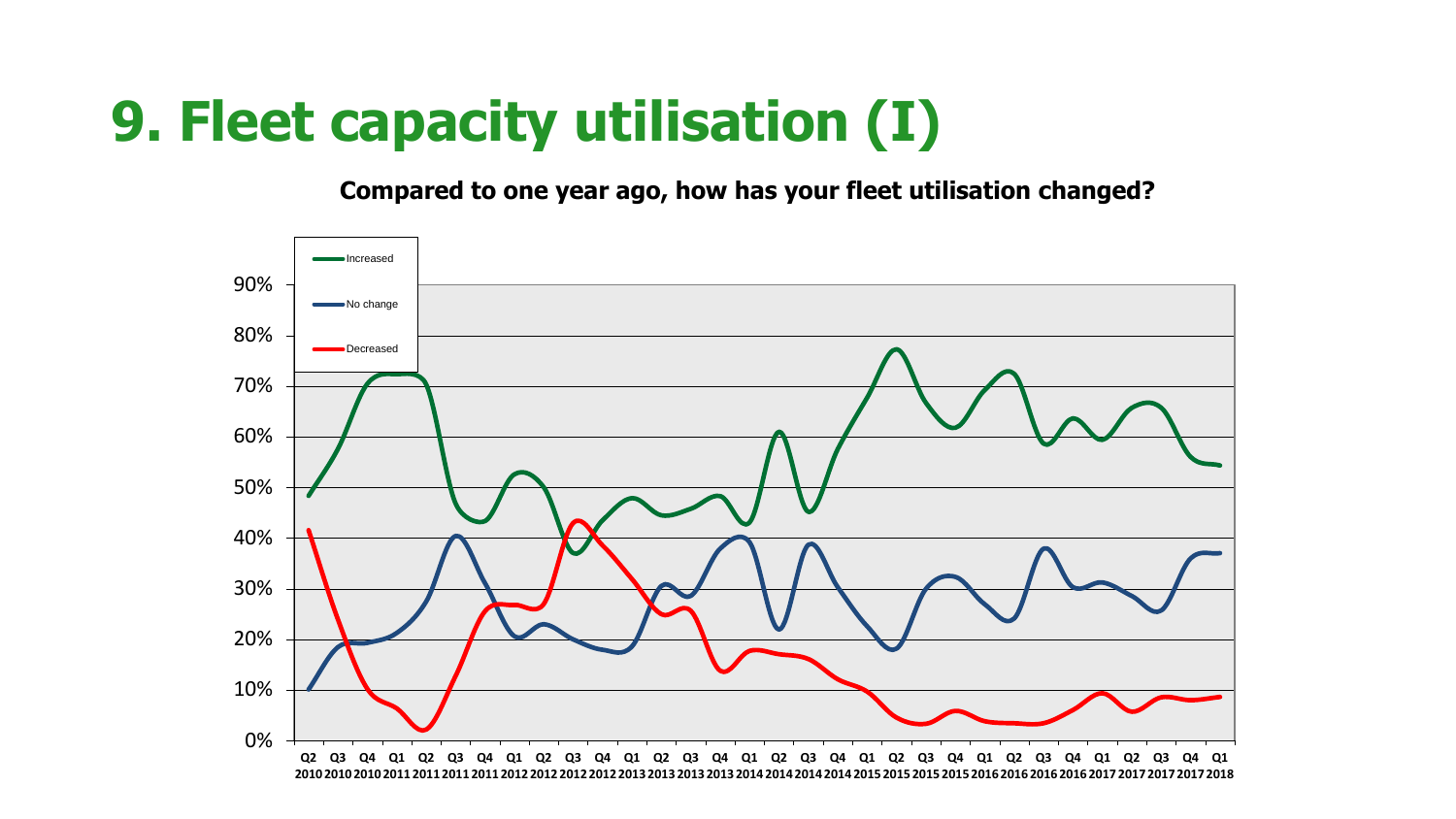# 9. Fleet capacity utilisation (I)

**Compared to one year ago, how has your fleet utilisation changed?**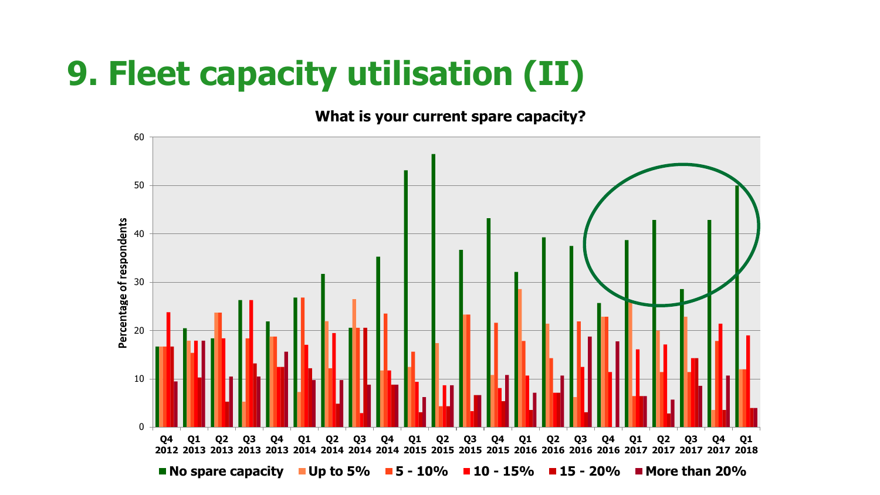# 9. Fleet capacity utilisation (II)

**What is your current spare capacity?**

Y-axis: Percentage of respondents (0–60)

X-axis: Q4 2012, Q1 2013, Q2 2013, Q3 2013, Q4 2013, Q1 2014, Q2 2014, Q3 2014, Q4 2014, Q1 2015, Q2 2015, Q3 2015, Q4 2015, Q1 2016, Q2 2016, Q3 2016, Q4 2016, Q1 2017, Q2 2017, Q3 2017, Q4 2017, Q1 2018

Legend: No spare capacity, Up to 5%, 5 - 10%, 10 - 15%, 15 - 20%, More than 20%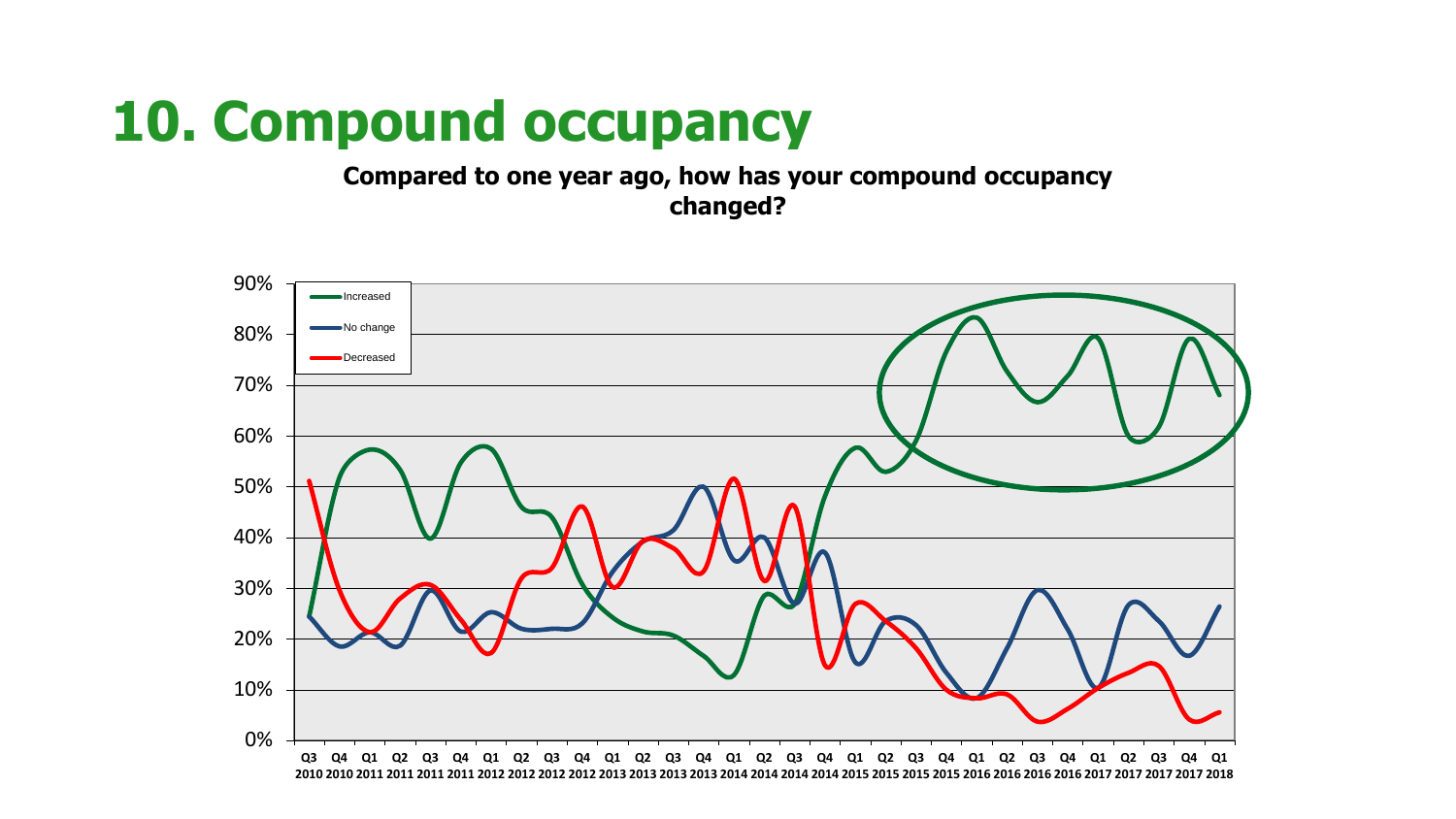# 10. Compound occupancy

**Compared to one year ago, how has your compound occupancy changed?**

Increased
No change
Decreased

90%
80%
70%
60%
50%
40%
30%
20%
10%
0%

Q3 2010 Q4 2010 Q1 2011 Q2 2011 Q3 2011 Q4 2011 Q1 2012 Q2 2012 Q3 2012 Q4 2012 Q1 2013 Q2 2013 Q3 2013 Q4 2013 Q1 2014 Q2 2014 Q3 2014 Q4 2014 Q1 2015 Q2 2015 Q3 2015 Q4 2015 Q1 2016 Q2 2016 Q3 2016 Q4 2016 Q1 2017 Q2 2017 Q3 2017 Q4 2017 Q1 2018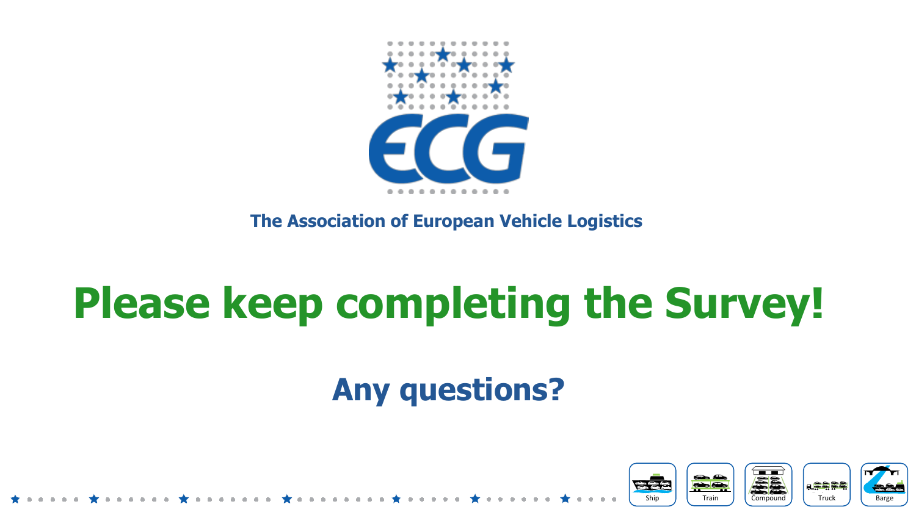ECG

The Association of European Vehicle Logistics

# Please keep completing the Survey!

## Any questions?

Ship Train Compound Truck Barge